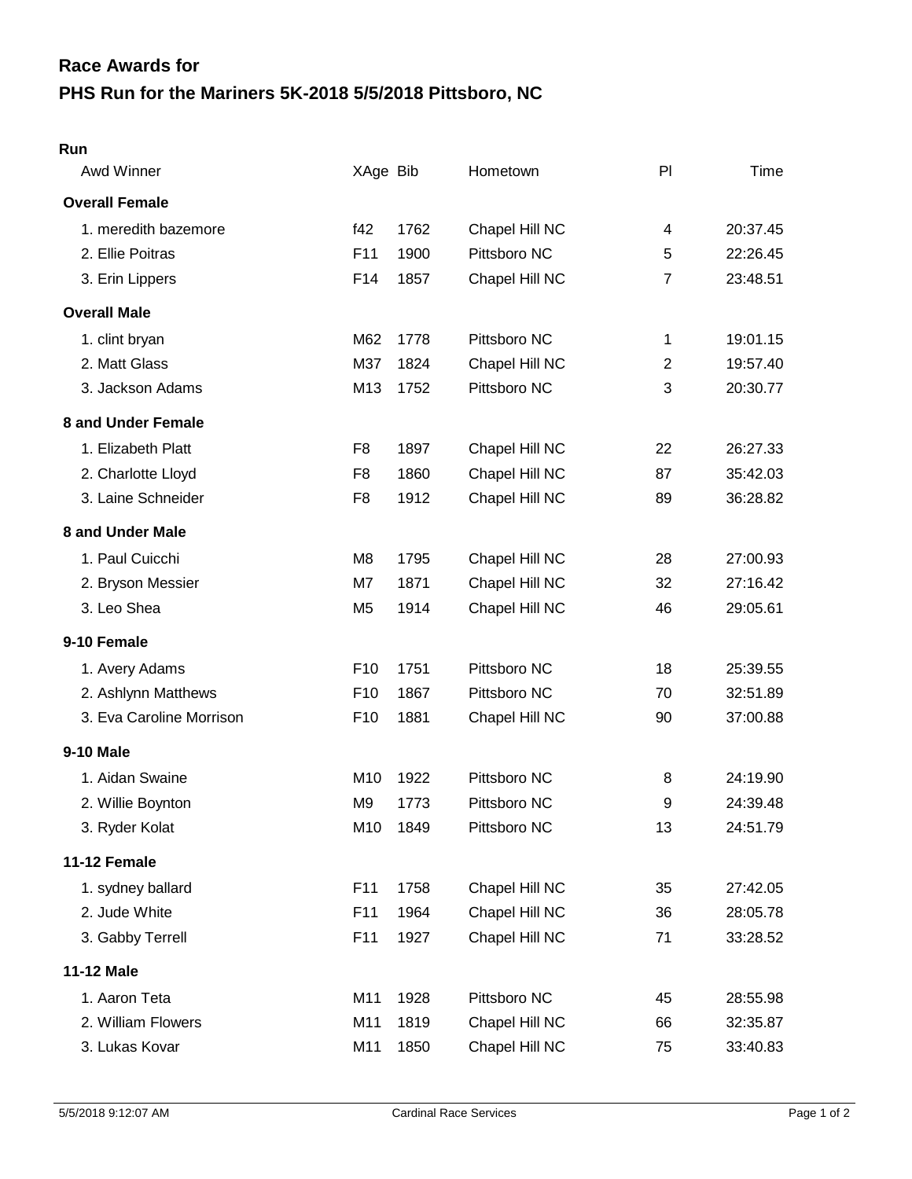# Race Awards for

# PHS Run for the Mariners 5K-2018 5/5/2018 Pittsboro, NC

## Run

| Awd Winner | XAge | Bib | Hometown | Pl | Time |
|---|---|---|---|---|---|
| **Overall Female** | | | | | |
| 1. meredith bazemore | f42 | 1762 | Chapel Hill NC | 4 | 20:37.45 |
| 2. Ellie Poitras | F11 | 1900 | Pittsboro NC | 5 | 22:26.45 |
| 3. Erin Lippers | F14 | 1857 | Chapel Hill NC | 7 | 23:48.51 |
| **Overall Male** | | | | | |
| 1. clint bryan | M62 | 1778 | Pittsboro NC | 1 | 19:01.15 |
| 2. Matt Glass | M37 | 1824 | Chapel Hill NC | 2 | 19:57.40 |
| 3. Jackson Adams | M13 | 1752 | Pittsboro NC | 3 | 20:30.77 |
| **8 and Under Female** | | | | | |
| 1. Elizabeth Platt | F8 | 1897 | Chapel Hill NC | 22 | 26:27.33 |
| 2. Charlotte Lloyd | F8 | 1860 | Chapel Hill NC | 87 | 35:42.03 |
| 3. Laine Schneider | F8 | 1912 | Chapel Hill NC | 89 | 36:28.82 |
| **8 and Under Male** | | | | | |
| 1. Paul Cuicchi | M8 | 1795 | Chapel Hill NC | 28 | 27:00.93 |
| 2. Bryson Messier | M7 | 1871 | Chapel Hill NC | 32 | 27:16.42 |
| 3. Leo Shea | M5 | 1914 | Chapel Hill NC | 46 | 29:05.61 |
| **9-10 Female** | | | | | |
| 1. Avery Adams | F10 | 1751 | Pittsboro NC | 18 | 25:39.55 |
| 2. Ashlynn Matthews | F10 | 1867 | Pittsboro NC | 70 | 32:51.89 |
| 3. Eva Caroline Morrison | F10 | 1881 | Chapel Hill NC | 90 | 37:00.88 |
| **9-10 Male** | | | | | |
| 1. Aidan Swaine | M10 | 1922 | Pittsboro NC | 8 | 24:19.90 |
| 2. Willie Boynton | M9 | 1773 | Pittsboro NC | 9 | 24:39.48 |
| 3. Ryder Kolat | M10 | 1849 | Pittsboro NC | 13 | 24:51.79 |
| **11-12 Female** | | | | | |
| 1. sydney ballard | F11 | 1758 | Chapel Hill NC | 35 | 27:42.05 |
| 2. Jude White | F11 | 1964 | Chapel Hill NC | 36 | 28:05.78 |
| 3. Gabby Terrell | F11 | 1927 | Chapel Hill NC | 71 | 33:28.52 |
| **11-12 Male** | | | | | |
| 1. Aaron Teta | M11 | 1928 | Pittsboro NC | 45 | 28:55.98 |
| 2. William Flowers | M11 | 1819 | Chapel Hill NC | 66 | 32:35.87 |
| 3. Lukas Kovar | M11 | 1850 | Chapel Hill NC | 75 | 33:40.83 |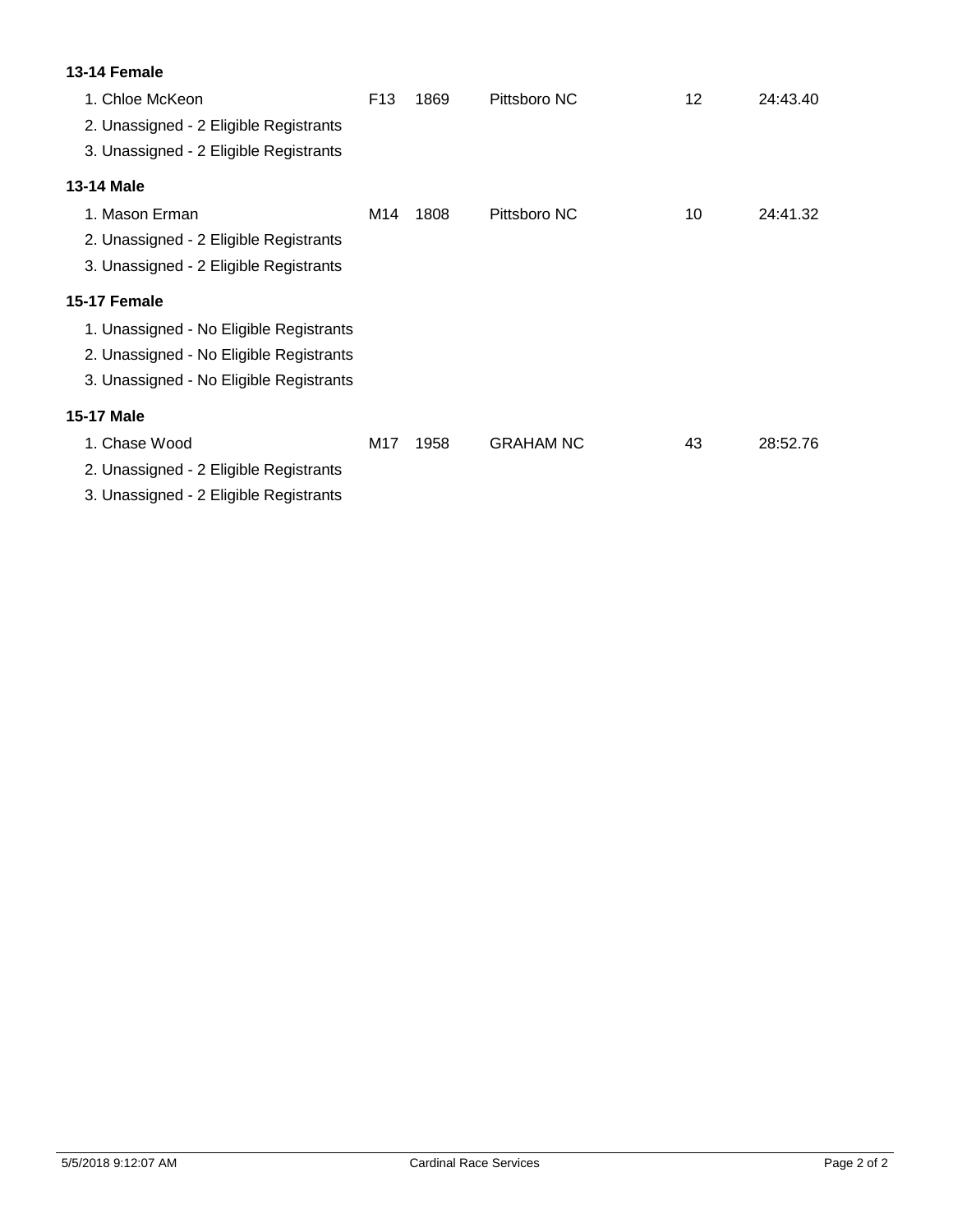### 13-14 Female

| | | | | | |
|---|---|---|---|---|---|
| 1. Chloe McKeon | F13 | 1869 | Pittsboro NC | 12 | 24:43.40 |
| 2. Unassigned - 2 Eligible Registrants | | | | | |
| 3. Unassigned - 2 Eligible Registrants | | | | | |

### 13-14 Male

| | | | | | |
|---|---|---|---|---|---|
| 1. Mason Erman | M14 | 1808 | Pittsboro NC | 10 | 24:41.32 |
| 2. Unassigned - 2 Eligible Registrants | | | | | |
| 3. Unassigned - 2 Eligible Registrants | | | | | |

### 15-17 Female

1. Unassigned - No Eligible Registrants
2. Unassigned - No Eligible Registrants
3. Unassigned - No Eligible Registrants

### 15-17 Male

| | | | | | |
|---|---|---|---|---|---|
| 1. Chase Wood | M17 | 1958 | GRAHAM NC | 43 | 28:52.76 |
| 2. Unassigned - 2 Eligible Registrants | | | | | |
| 3. Unassigned - 2 Eligible Registrants | | | | | |